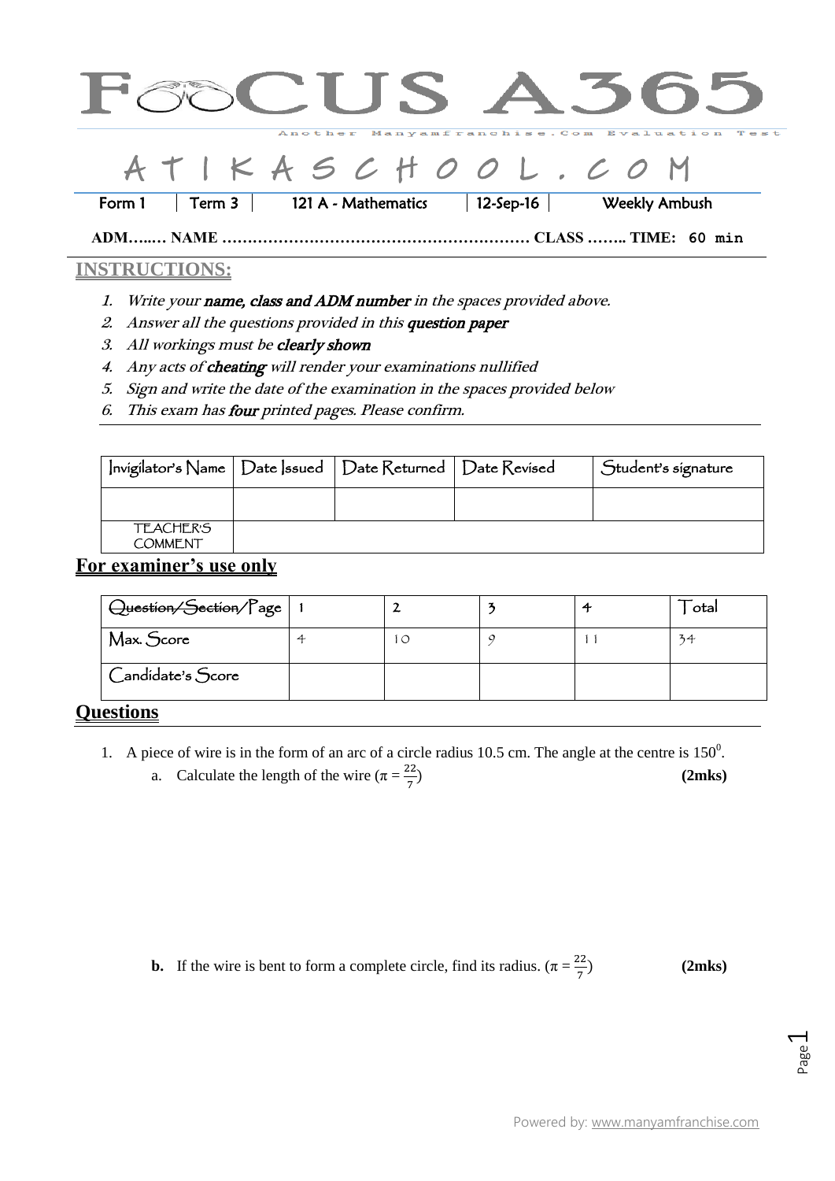# FOCUS A365

Another Manyamfranchise.Com Evaluation Test

# ATIKASCHOOL.COM

| Form 1 | Term 3 | 121 A - Mathematics | 12-Sep-16 | Weekly Ambush |
|---|---|---|---|---|

**ADM…..… NAME …………………………………………………… CLASS …….. TIME: 60 min**

## INSTRUCTIONS:

1. *Write your **name, class and ADM number** in the spaces provided above.*
2. *Answer all the questions provided in this **question paper***
3. *All workings must be **clearly shown***
4. *Any acts of **cheating** will render your examinations nullified*
5. *Sign and write the date of the examination in the spaces provided below*
6. *This exam has **four** printed pages. Please confirm.*

| Invigilator's Name | Date Issued | Date Returned | Date Revised | Student's signature |
|---|---|---|---|---|
| | | | | |
| TEACHER'S COMMENT | | | | |

## For examiner's use only

| ~~Question/Section~~/Page | 1 | 2 | 3 | 4 | Total |
|---|---|---|---|---|---|
| Max. Score | 4 | 10 | 9 | 11 | 34 |
| Candidate's Score | | | | | |

## Questions

1. A piece of wire is in the form of an arc of a circle radius 10.5 cm. The angle at the centre is $150^0$.
   a. Calculate the length of the wire ($\pi = \frac{22}{7}$) **(2mks)**

   **b.** If the wire is bent to form a complete circle, find its radius. ($\pi = \frac{22}{7}$) **(2mks)**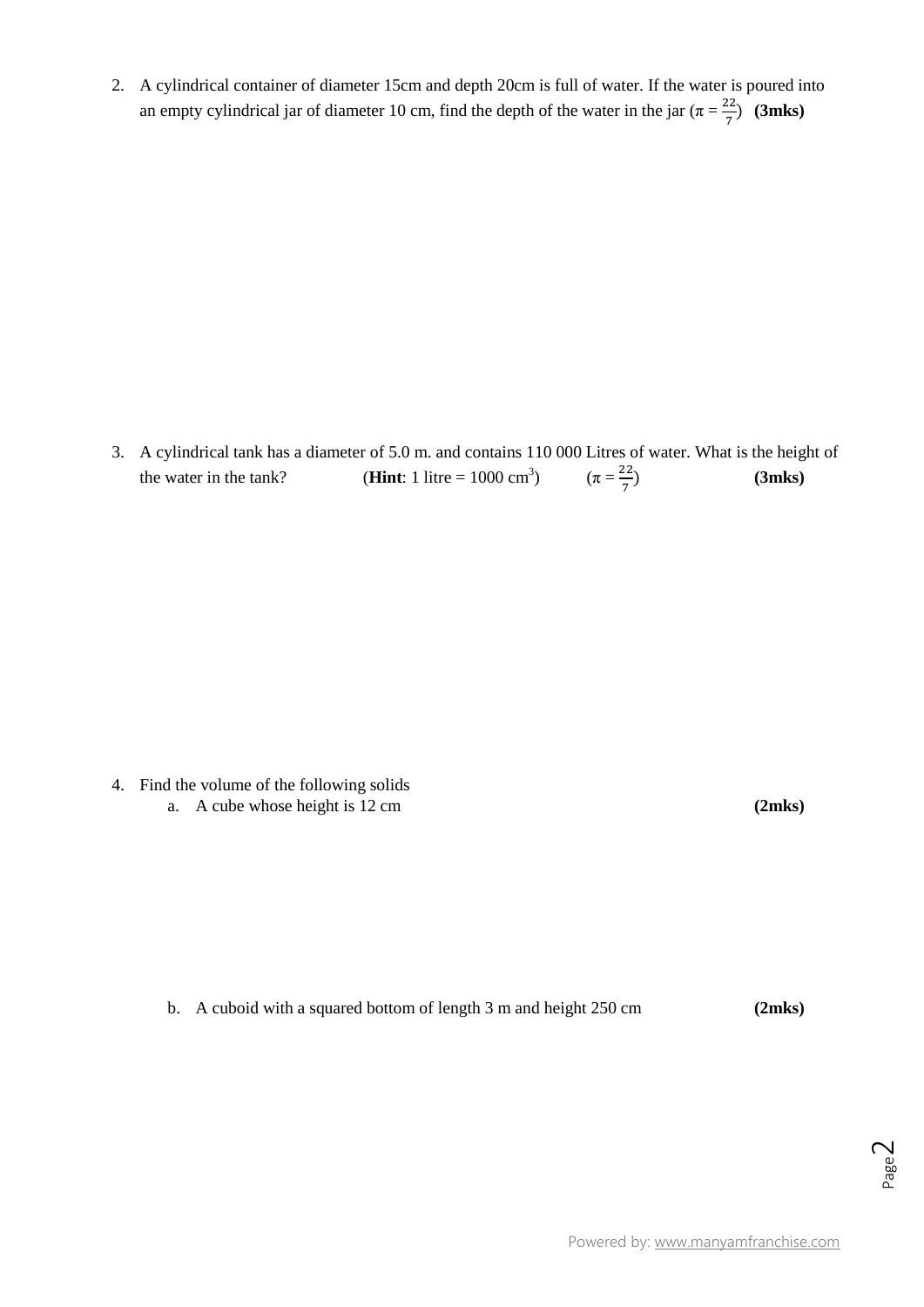2. A cylindrical container of diameter 15cm and depth 20cm is full of water. If the water is poured into an empty cylindrical jar of diameter 10 cm, find the depth of the water in the jar ($\pi = \frac{22}{7}$) **(3mks)**

3. A cylindrical tank has a diameter of 5.0 m. and contains 110 000 Litres of water. What is the height of the water in the tank? (**Hint**: 1 litre = 1000 $cm^3$) ($\pi = \frac{22}{7}$) **(3mks)**

4. Find the volume of the following solids
   a. A cube whose height is 12 cm **(2mks)**

   b. A cuboid with a squared bottom of length 3 m and height 250 cm **(2mks)**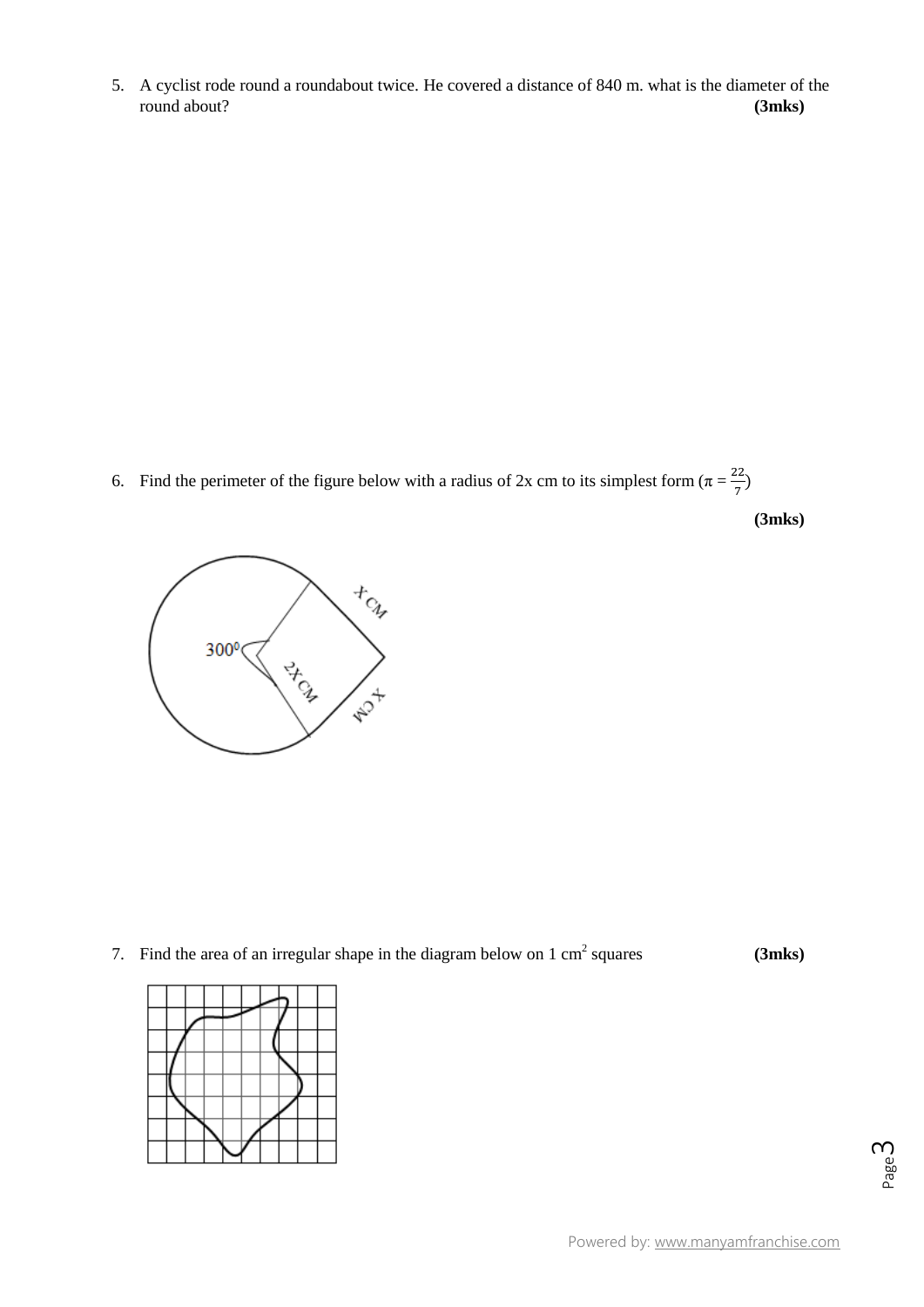5. A cyclist rode round a roundabout twice. He covered a distance of 840 m. what is the diameter of the round about? **(3mks)**

6. Find the perimeter of the figure below with a radius of 2x cm to its simplest form ($\pi = \frac{22}{7}$)

   **(3mks)**

7. Find the area of an irregular shape in the diagram below on 1 $cm^2$ squares **(3mks)**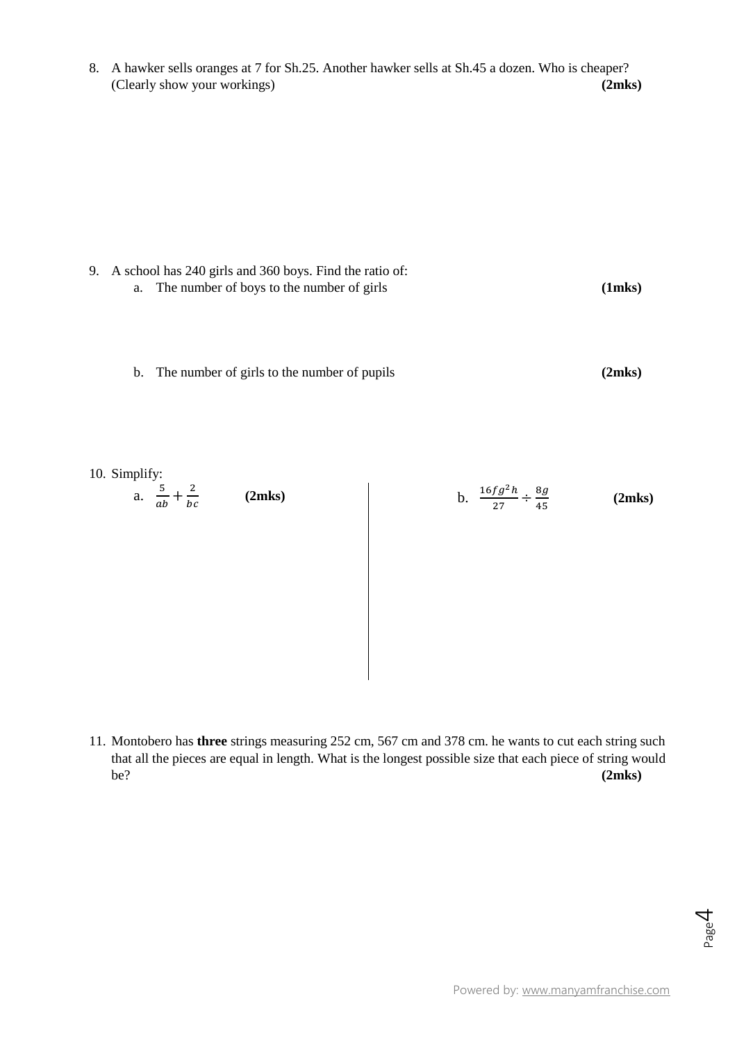8. A hawker sells oranges at 7 for Sh.25. Another hawker sells at Sh.45 a dozen. Who is cheaper? (Clearly show your workings) **(2mks)**

9. A school has 240 girls and 360 boys. Find the ratio of:
   a. The number of boys to the number of girls **(1mks)**

   b. The number of girls to the number of pupils **(2mks)**

10. Simplify:
    a. $\frac{5}{ab} + \frac{2}{bc}$ **(2mks)**

    b. $\frac{16fg^2h}{27} \div \frac{8g}{45}$ **(2mks)**

11. Montobero has **three** strings measuring 252 cm, 567 cm and 378 cm. he wants to cut each string such that all the pieces are equal in length. What is the longest possible size that each piece of string would be? **(2mks)**

Powered by: www.manyamfranchise.com